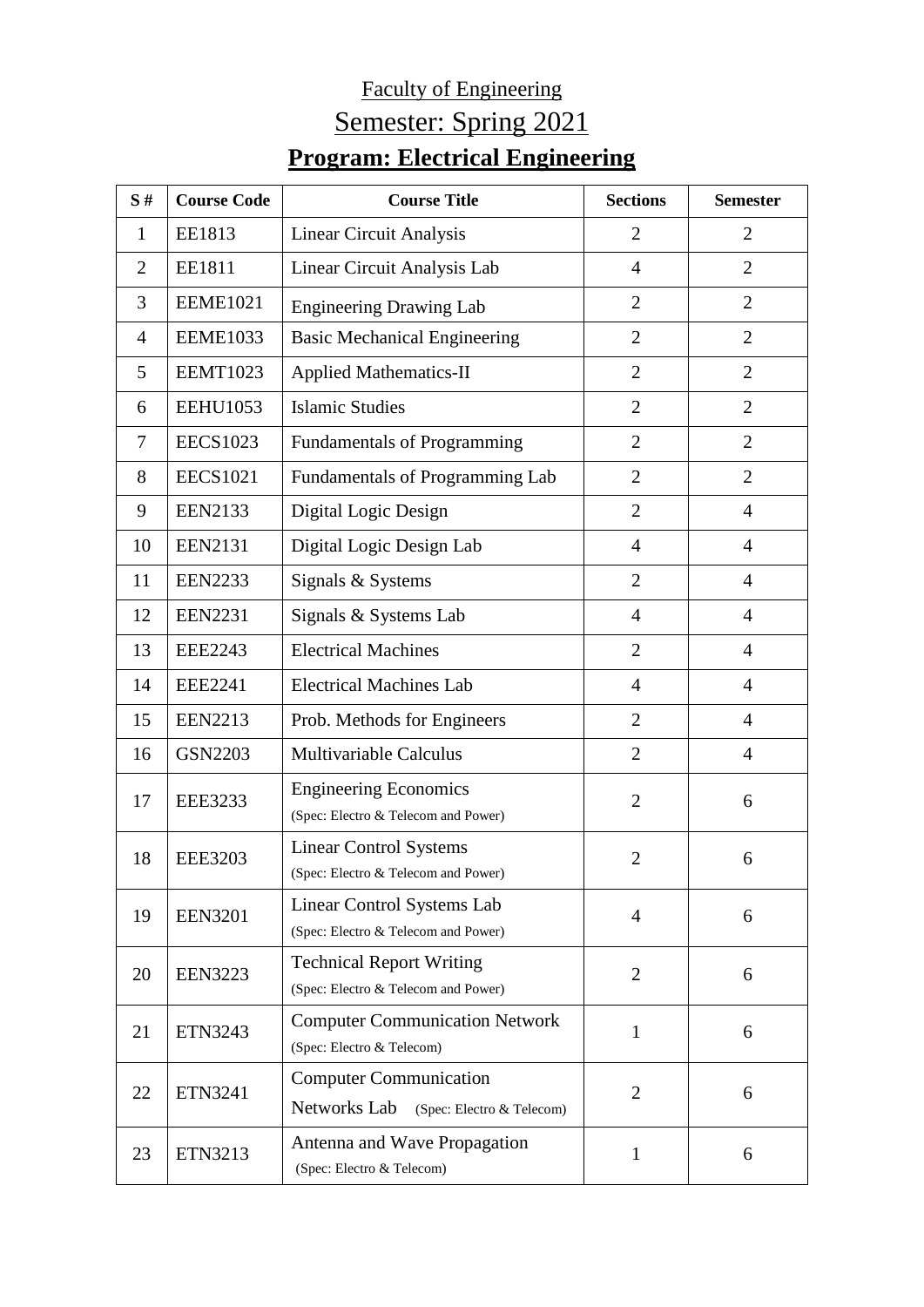Faculty of Engineering

## Semester: Spring 2021

# Program: Electrical Engineering

| S # | Course Code | Course Title | Sections | Semester |
|---|---|---|---|---|
| 1 | EE1813 | Linear Circuit Analysis | 2 | 2 |
| 2 | EE1811 | Linear Circuit Analysis Lab | 4 | 2 |
| 3 | EEME1021 | Engineering Drawing Lab | 2 | 2 |
| 4 | EEME1033 | Basic Mechanical Engineering | 2 | 2 |
| 5 | EEMT1023 | Applied Mathematics-II | 2 | 2 |
| 6 | EEHU1053 | Islamic Studies | 2 | 2 |
| 7 | EECS1023 | Fundamentals of Programming | 2 | 2 |
| 8 | EECS1021 | Fundamentals of Programming Lab | 2 | 2 |
| 9 | EEN2133 | Digital Logic Design | 2 | 4 |
| 10 | EEN2131 | Digital Logic Design Lab | 4 | 4 |
| 11 | EEN2233 | Signals & Systems | 2 | 4 |
| 12 | EEN2231 | Signals & Systems Lab | 4 | 4 |
| 13 | EEE2243 | Electrical Machines | 2 | 4 |
| 14 | EEE2241 | Electrical Machines Lab | 4 | 4 |
| 15 | EEN2213 | Prob. Methods for Engineers | 2 | 4 |
| 16 | GSN2203 | Multivariable Calculus | 2 | 4 |
| 17 | EEE3233 | Engineering Economics (Spec: Electro & Telecom and Power) | 2 | 6 |
| 18 | EEE3203 | Linear Control Systems (Spec: Electro & Telecom and Power) | 2 | 6 |
| 19 | EEN3201 | Linear Control Systems Lab (Spec: Electro & Telecom and Power) | 4 | 6 |
| 20 | EEN3223 | Technical Report Writing (Spec: Electro & Telecom and Power) | 2 | 6 |
| 21 | ETN3243 | Computer Communication Network (Spec: Electro & Telecom) | 1 | 6 |
| 22 | ETN3241 | Computer Communication Networks Lab (Spec: Electro & Telecom) | 2 | 6 |
| 23 | ETN3213 | Antenna and Wave Propagation (Spec: Electro & Telecom) | 1 | 6 |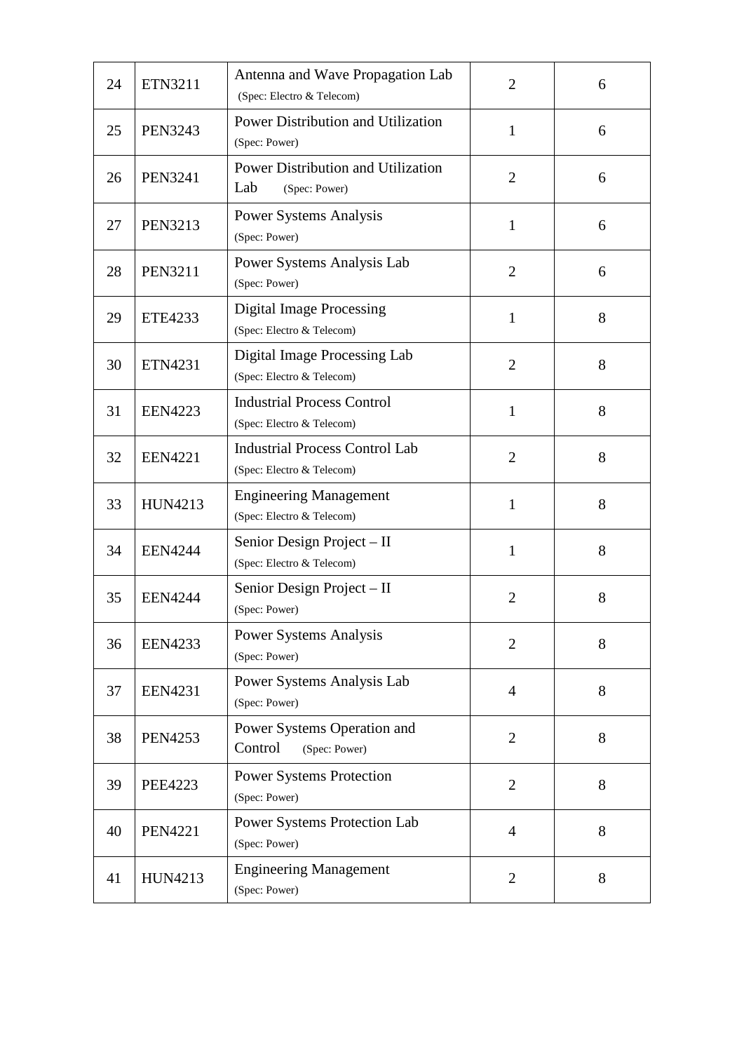| | | | | |
|---|---|---|---|---|
| 24 | ETN3211 | Antenna and Wave Propagation Lab (Spec: Electro & Telecom) | 2 | 6 |
| 25 | PEN3243 | Power Distribution and Utilization (Spec: Power) | 1 | 6 |
| 26 | PEN3241 | Power Distribution and Utilization Lab (Spec: Power) | 2 | 6 |
| 27 | PEN3213 | Power Systems Analysis (Spec: Power) | 1 | 6 |
| 28 | PEN3211 | Power Systems Analysis Lab (Spec: Power) | 2 | 6 |
| 29 | ETE4233 | Digital Image Processing (Spec: Electro & Telecom) | 1 | 8 |
| 30 | ETN4231 | Digital Image Processing Lab (Spec: Electro & Telecom) | 2 | 8 |
| 31 | EEN4223 | Industrial Process Control (Spec: Electro & Telecom) | 1 | 8 |
| 32 | EEN4221 | Industrial Process Control Lab (Spec: Electro & Telecom) | 2 | 8 |
| 33 | HUN4213 | Engineering Management (Spec: Electro & Telecom) | 1 | 8 |
| 34 | EEN4244 | Senior Design Project – II (Spec: Electro & Telecom) | 1 | 8 |
| 35 | EEN4244 | Senior Design Project – II (Spec: Power) | 2 | 8 |
| 36 | EEN4233 | Power Systems Analysis (Spec: Power) | 2 | 8 |
| 37 | EEN4231 | Power Systems Analysis Lab (Spec: Power) | 4 | 8 |
| 38 | PEN4253 | Power Systems Operation and Control (Spec: Power) | 2 | 8 |
| 39 | PEE4223 | Power Systems Protection (Spec: Power) | 2 | 8 |
| 40 | PEN4221 | Power Systems Protection Lab (Spec: Power) | 4 | 8 |
| 41 | HUN4213 | Engineering Management (Spec: Power) | 2 | 8 |